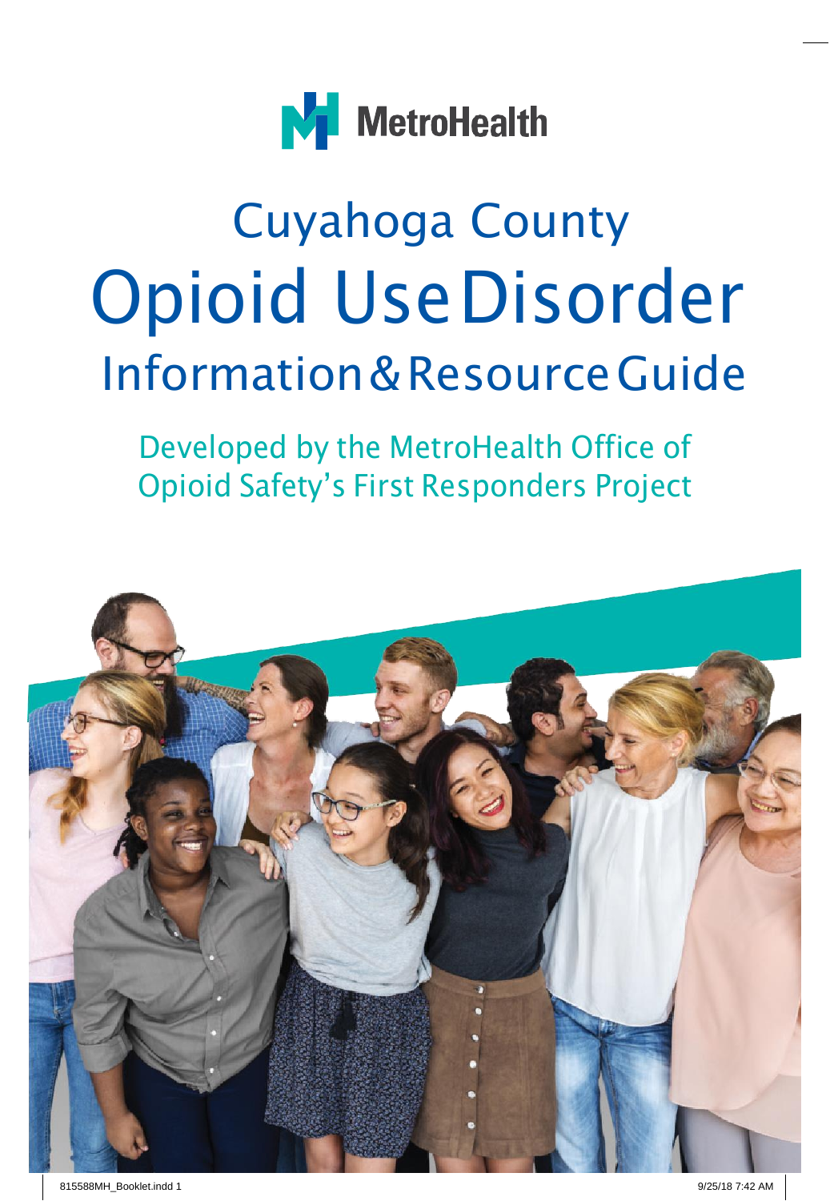MetroHealth

# Cuyahoga County
# Opioid Use Disorder
## Information & Resource Guide

Developed by the MetroHealth Office of Opioid Safety's First Responders Project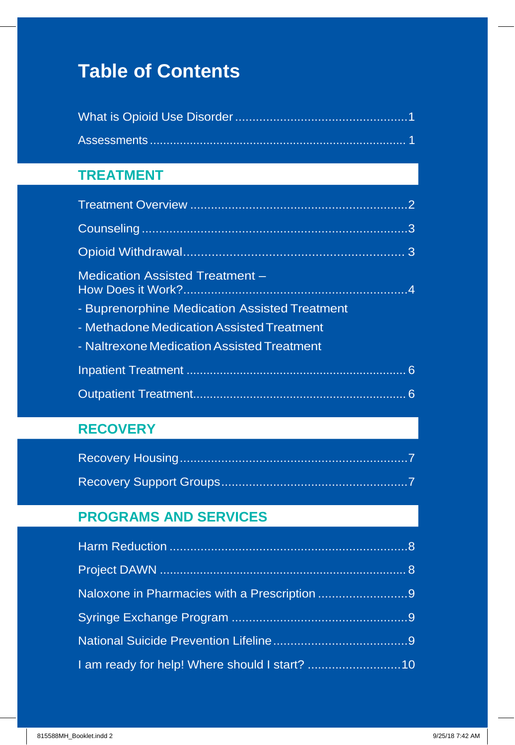# Table of Contents

What is Opioid Use Disorder .................................................1

Assessments ......................................................................... 1

## TREATMENT

Treatment Overview ............................................................2

Counseling ...........................................................................3

Opioid Withdrawal............................................................. 3

Medication Assisted Treatment –
How Does it Work?...............................................................4

- Buprenorphine Medication Assisted Treatment
- Methadone Medication Assisted Treatment
- Naltrexone Medication Assisted Treatment

Inpatient Treatment ............................................................... 6

Outpatient Treatment............................................................. 6

## RECOVERY

Recovery Housing.................................................................7

Recovery Support Groups....................................................7

## PROGRAMS AND SERVICES

Harm Reduction ...................................................................8

Project DAWN ...................................................................... 8

Naloxone in Pharmacies with a Prescription .........................9

Syringe Exchange Program ..................................................9

National Suicide Prevention Lifeline......................................9

I am ready for help! Where should I start? ..........................10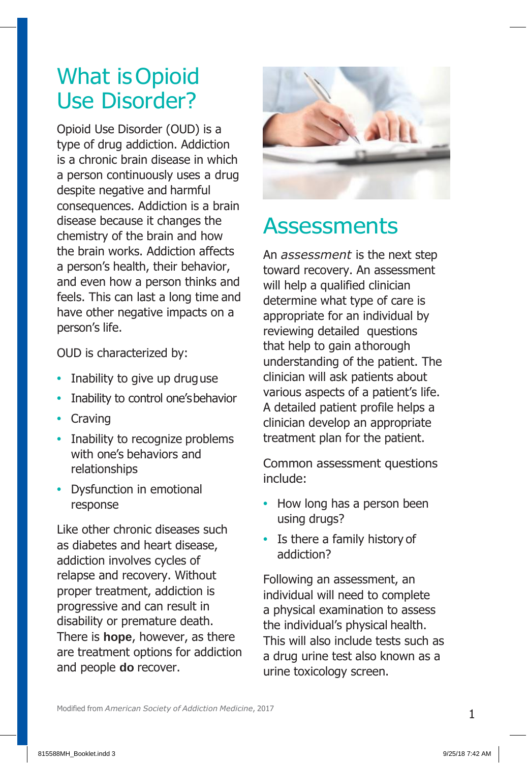# What is Opioid Use Disorder?

Opioid Use Disorder (OUD) is a type of drug addiction. Addiction is a chronic brain disease in which a person continuously uses a drug despite negative and harmful consequences. Addiction is a brain disease because it changes the chemistry of the brain and how the brain works. Addiction affects a person's health, their behavior, and even how a person thinks and feels. This can last a long time and have other negative impacts on a person's life.

OUD is characterized by:

- Inability to give up drug use
- Inability to control one's behavior
- Craving
- Inability to recognize problems with one's behaviors and relationships
- Dysfunction in emotional response

Like other chronic diseases such as diabetes and heart disease, addiction involves cycles of relapse and recovery. Without proper treatment, addiction is progressive and can result in disability or premature death. There is **hope**, however, as there are treatment options for addiction and people **do** recover.

# Assessments

An *assessment* is the next step toward recovery. An assessment will help a qualified clinician determine what type of care is appropriate for an individual by reviewing detailed questions that help to gain a thorough understanding of the patient. The clinician will ask patients about various aspects of a patient's life. A detailed patient profile helps a clinician develop an appropriate treatment plan for the patient.

Common assessment questions include:

- How long has a person been using drugs?
- Is there a family history of addiction?

Following an assessment, an individual will need to complete a physical examination to assess the individual's physical health. This will also include tests such as a drug urine test also known as a urine toxicology screen.

Modified from *American Society of Addiction Medicine*, 2017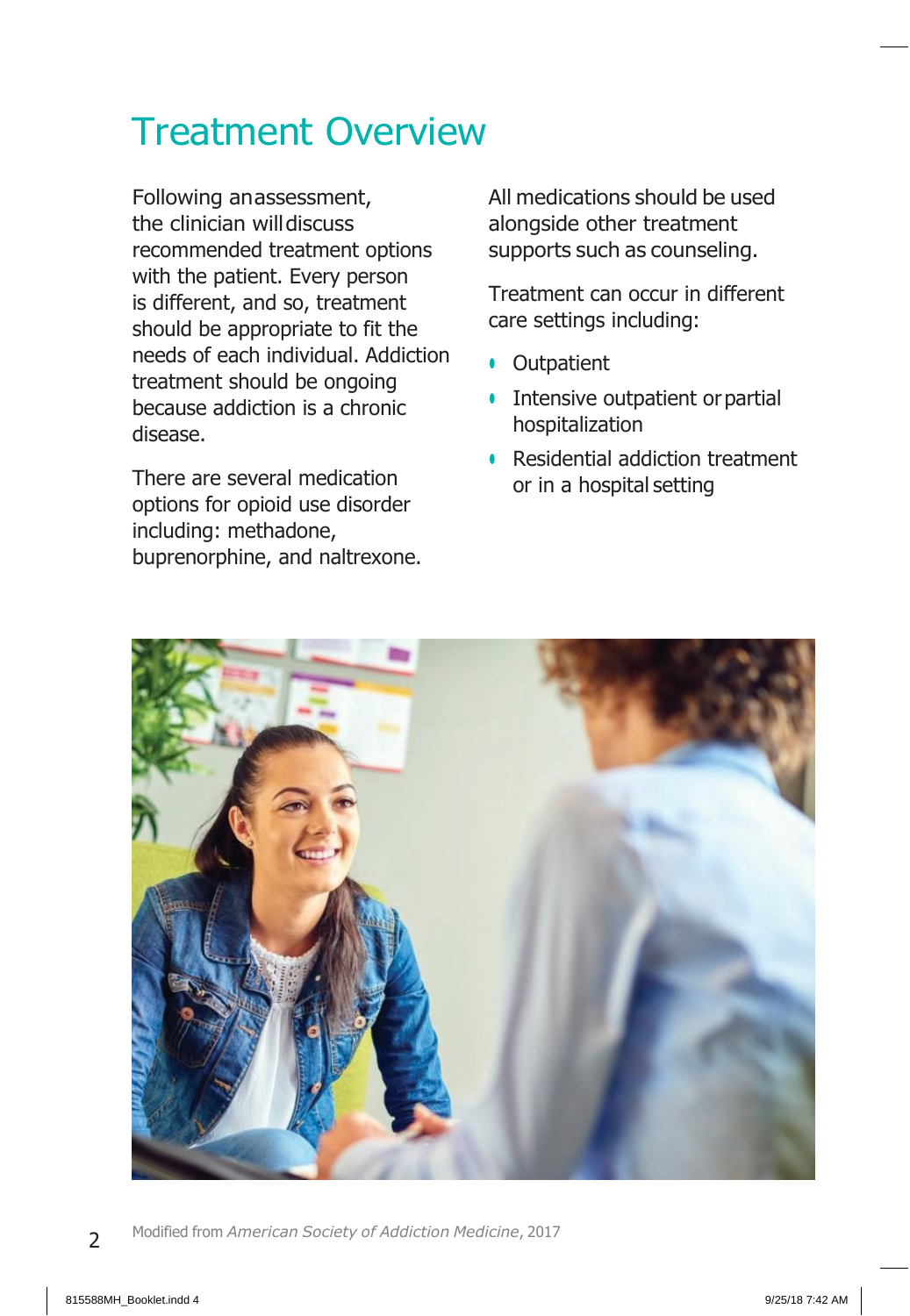# Treatment Overview

Following an assessment, the clinician will discuss recommended treatment options with the patient. Every person is different, and so, treatment should be appropriate to fit the needs of each individual. Addiction treatment should be ongoing because addiction is a chronic disease.

There are several medication options for opioid use disorder including: methadone, buprenorphine, and naltrexone.

All medications should be used alongside other treatment supports such as counseling.

Treatment can occur in different care settings including:

- Outpatient
- Intensive outpatient or partial hospitalization
- Residential addiction treatment or in a hospital setting

Modified from *American Society of Addiction Medicine*, 2017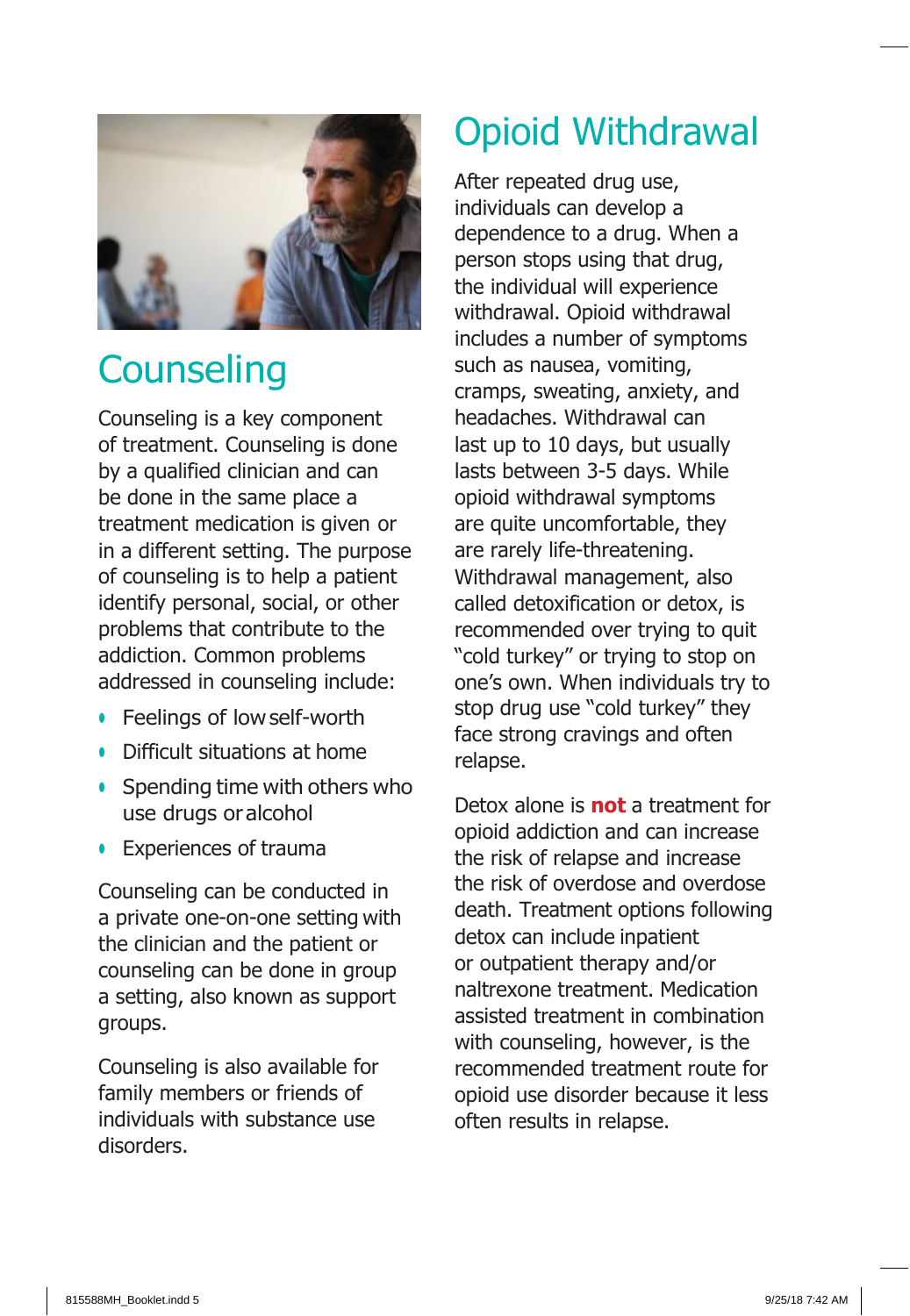## Counseling

Counseling is a key component of treatment. Counseling is done by a qualified clinician and can be done in the same place a treatment medication is given or in a different setting. The purpose of counseling is to help a patient identify personal, social, or other problems that contribute to the addiction. Common problems addressed in counseling include:

- Feelings of low self-worth
- Difficult situations at home
- Spending time with others who use drugs or alcohol
- Experiences of trauma

Counseling can be conducted in a private one-on-one setting with the clinician and the patient or counseling can be done in group a setting, also known as support groups.

Counseling is also available for family members or friends of individuals with substance use disorders.

## Opioid Withdrawal

After repeated drug use, individuals can develop a dependence to a drug. When a person stops using that drug, the individual will experience withdrawal. Opioid withdrawal includes a number of symptoms such as nausea, vomiting, cramps, sweating, anxiety, and headaches. Withdrawal can last up to 10 days, but usually lasts between 3-5 days. While opioid withdrawal symptoms are quite uncomfortable, they are rarely life-threatening. Withdrawal management, also called detoxification or detox, is recommended over trying to quit "cold turkey" or trying to stop on one's own. When individuals try to stop drug use "cold turkey" they face strong cravings and often relapse.

Detox alone is **not** a treatment for opioid addiction and can increase the risk of relapse and increase the risk of overdose and overdose death. Treatment options following detox can include inpatient or outpatient therapy and/or naltrexone treatment. Medication assisted treatment in combination with counseling, however, is the recommended treatment route for opioid use disorder because it less often results in relapse.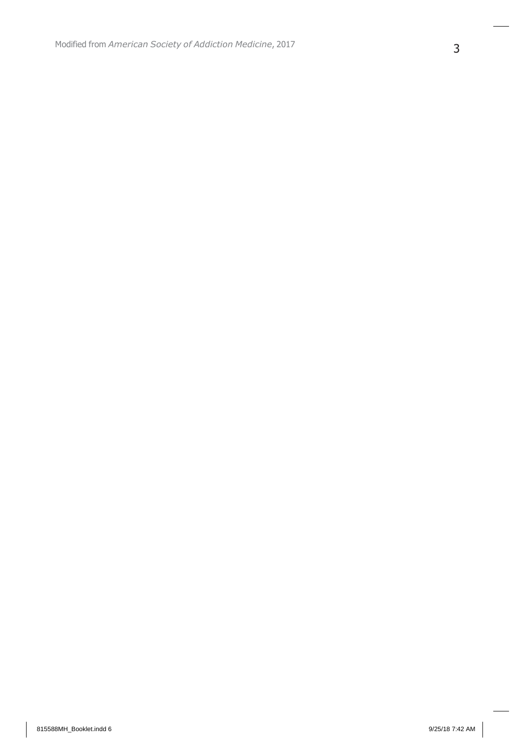Modified from *American Society of Addiction Medicine*, 2017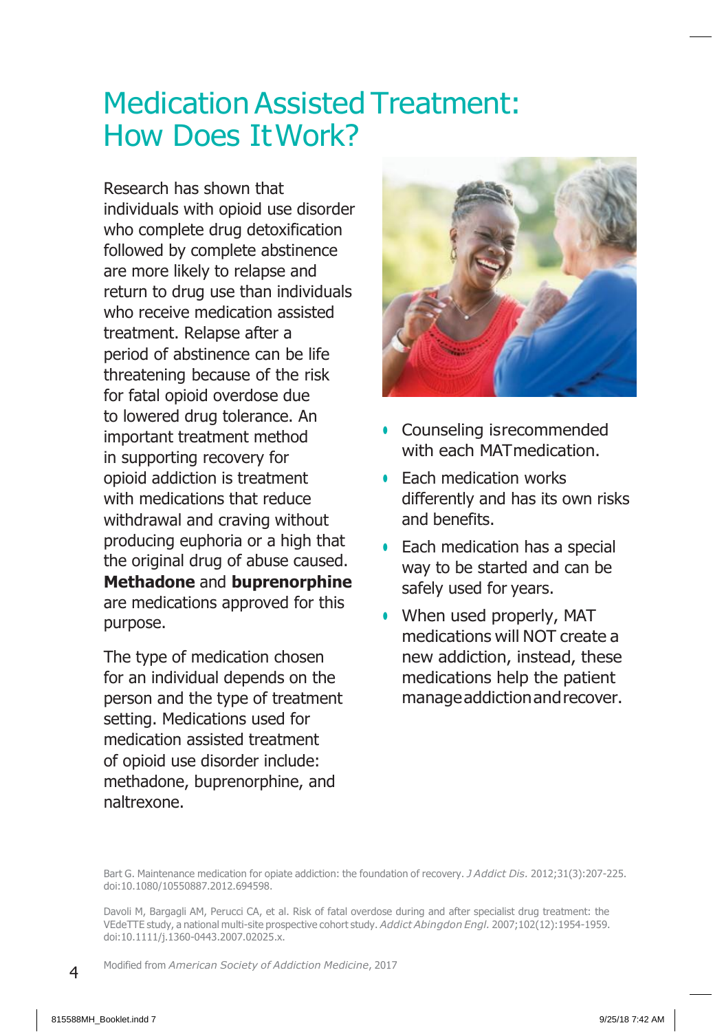# Medication Assisted Treatment: How Does It Work?

Research has shown that individuals with opioid use disorder who complete drug detoxification followed by complete abstinence are more likely to relapse and return to drug use than individuals who receive medication assisted treatment. Relapse after a period of abstinence can be life threatening because of the risk for fatal opioid overdose due to lowered drug tolerance. An important treatment method in supporting recovery for opioid addiction is treatment with medications that reduce withdrawal and craving without producing euphoria or a high that the original drug of abuse caused. **Methadone** and **buprenorphine** are medications approved for this purpose.

The type of medication chosen for an individual depends on the person and the type of treatment setting. Medications used for medication assisted treatment of opioid use disorder include: methadone, buprenorphine, and naltrexone.

- Counseling is recommended with each MAT medication.
- Each medication works differently and has its own risks and benefits.
- Each medication has a special way to be started and can be safely used for years.
- When used properly, MAT medications will NOT create a new addiction, instead, these medications help the patient manage addiction and recover.

Bart G. Maintenance medication for opiate addiction: the foundation of recovery. *J Addict Dis.* 2012;31(3):207-225. doi:10.1080/10550887.2012.694598.

Davoli M, Bargagli AM, Perucci CA, et al. Risk of fatal overdose during and after specialist drug treatment: the VEdeTTE study, a national multi-site prospective cohort study. *Addict Abingdon Engl.* 2007;102(12):1954-1959. doi:10.1111/j.1360-0443.2007.02025.x.

Modified from *American Society of Addiction Medicine*, 2017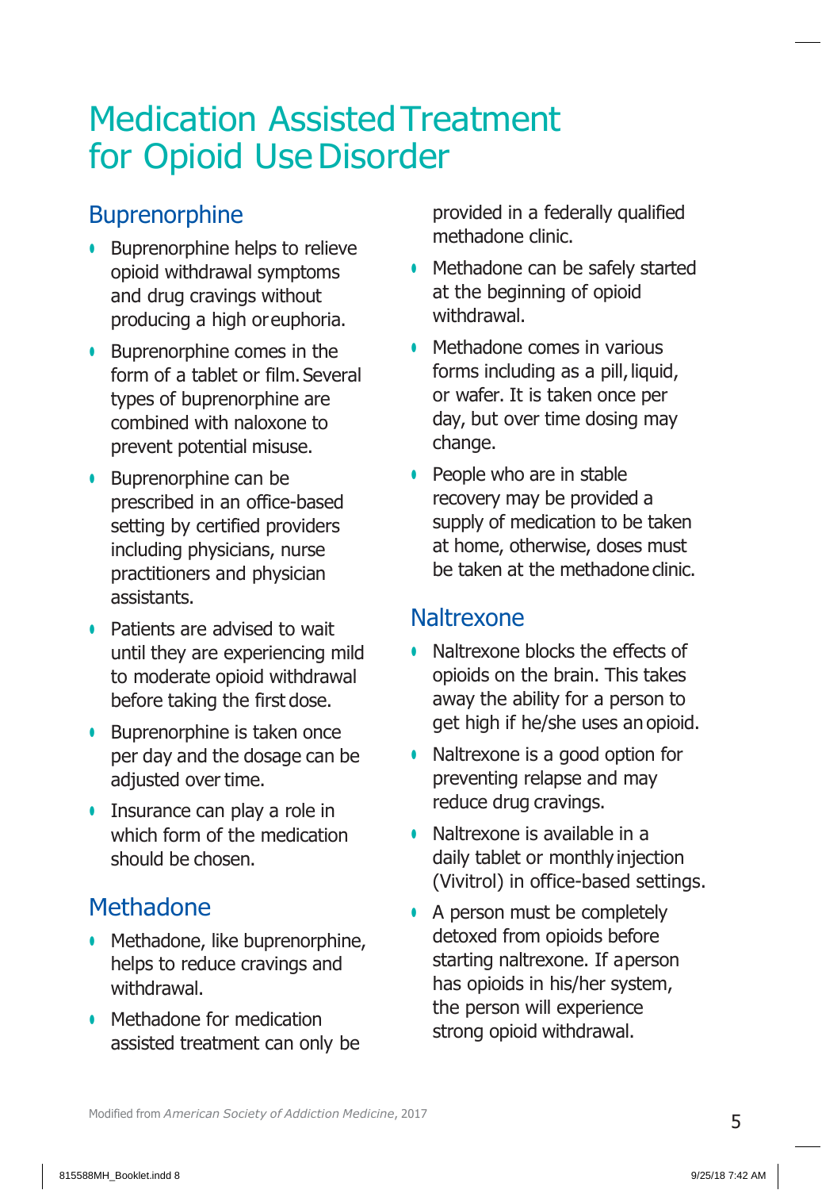# Medication Assisted Treatment for Opioid Use Disorder

## Buprenorphine

- Buprenorphine helps to relieve opioid withdrawal symptoms and drug cravings without producing a high or euphoria.
- Buprenorphine comes in the form of a tablet or film. Several types of buprenorphine are combined with naloxone to prevent potential misuse.
- Buprenorphine can be prescribed in an office-based setting by certified providers including physicians, nurse practitioners and physician assistants.
- Patients are advised to wait until they are experiencing mild to moderate opioid withdrawal before taking the first dose.
- Buprenorphine is taken once per day and the dosage can be adjusted over time.
- Insurance can play a role in which form of the medication should be chosen.

## Methadone

- Methadone, like buprenorphine, helps to reduce cravings and withdrawal.
- Methadone for medication assisted treatment can only be provided in a federally qualified methadone clinic.
- Methadone can be safely started at the beginning of opioid withdrawal.
- Methadone comes in various forms including as a pill, liquid, or wafer. It is taken once per day, but over time dosing may change.
- People who are in stable recovery may be provided a supply of medication to be taken at home, otherwise, doses must be taken at the methadone clinic.

## Naltrexone

- Naltrexone blocks the effects of opioids on the brain. This takes away the ability for a person to get high if he/she uses an opioid.
- Naltrexone is a good option for preventing relapse and may reduce drug cravings.
- Naltrexone is available in a daily tablet or monthly injection (Vivitrol) in office-based settings.
- A person must be completely detoxed from opioids before starting naltrexone. If a person has opioids in his/her system, the person will experience strong opioid withdrawal.

Modified from *American Society of Addiction Medicine*, 2017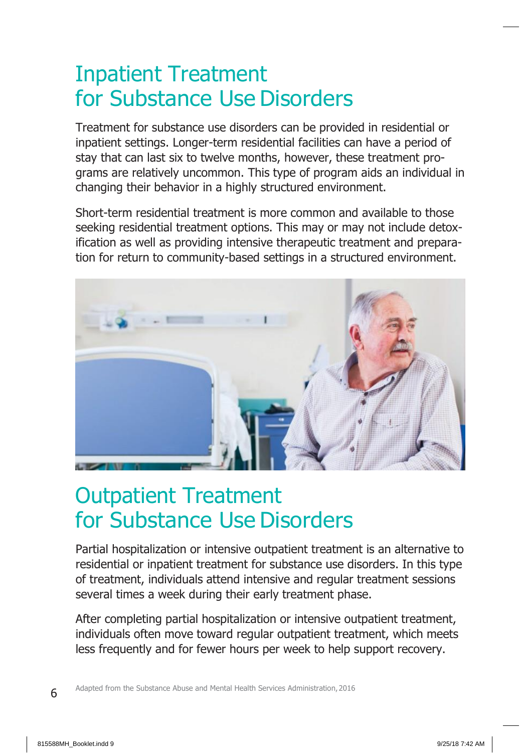# Inpatient Treatment for Substance Use Disorders

Treatment for substance use disorders can be provided in residential or inpatient settings. Longer-term residential facilities can have a period of stay that can last six to twelve months, however, these treatment programs are relatively uncommon. This type of program aids an individual in changing their behavior in a highly structured environment.

Short-term residential treatment is more common and available to those seeking residential treatment options. This may or may not include detoxification as well as providing intensive therapeutic treatment and preparation for return to community-based settings in a structured environment.

# Outpatient Treatment for Substance Use Disorders

Partial hospitalization or intensive outpatient treatment is an alternative to residential or inpatient treatment for substance use disorders. In this type of treatment, individuals attend intensive and regular treatment sessions several times a week during their early treatment phase.

After completing partial hospitalization or intensive outpatient treatment, individuals often move toward regular outpatient treatment, which meets less frequently and for fewer hours per week to help support recovery.

Adapted from the Substance Abuse and Mental Health Services Administration, 2016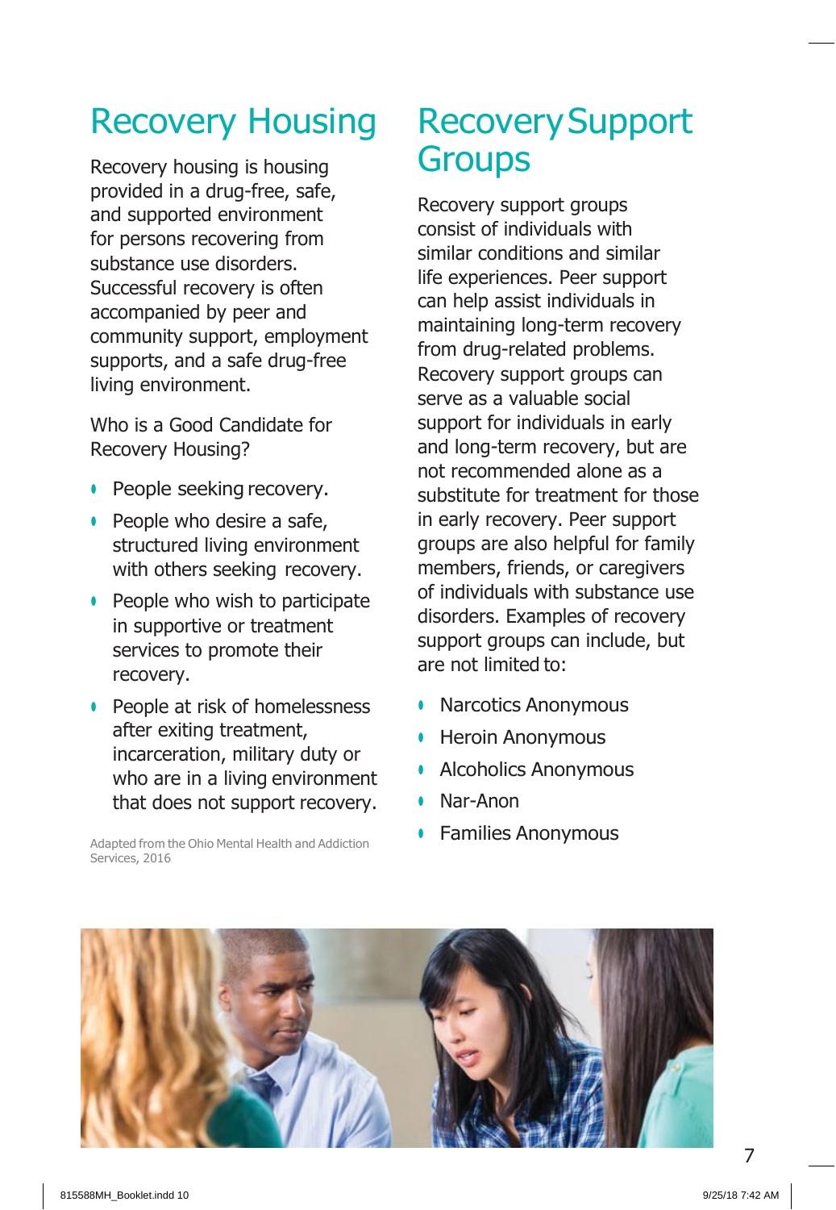# Recovery Housing

Recovery housing is housing provided in a drug-free, safe, and supported environment for persons recovering from substance use disorders. Successful recovery is often accompanied by peer and community support, employment supports, and a safe drug-free living environment.

Who is a Good Candidate for Recovery Housing?

- People seeking recovery.
- People who desire a safe, structured living environment with others seeking recovery.
- People who wish to participate in supportive or treatment services to promote their recovery.
- People at risk of homelessness after exiting treatment, incarceration, military duty or who are in a living environment that does not support recovery.

Adapted from the Ohio Mental Health and Addiction Services, 2016

# Recovery Support Groups

Recovery support groups consist of individuals with similar conditions and similar life experiences. Peer support can help assist individuals in maintaining long-term recovery from drug-related problems. Recovery support groups can serve as a valuable social support for individuals in early and long-term recovery, but are not recommended alone as a substitute for treatment for those in early recovery. Peer support groups are also helpful for family members, friends, or caregivers of individuals with substance use disorders. Examples of recovery support groups can include, but are not limited to:

- Narcotics Anonymous
- Heroin Anonymous
- Alcoholics Anonymous
- Nar-Anon
- Families Anonymous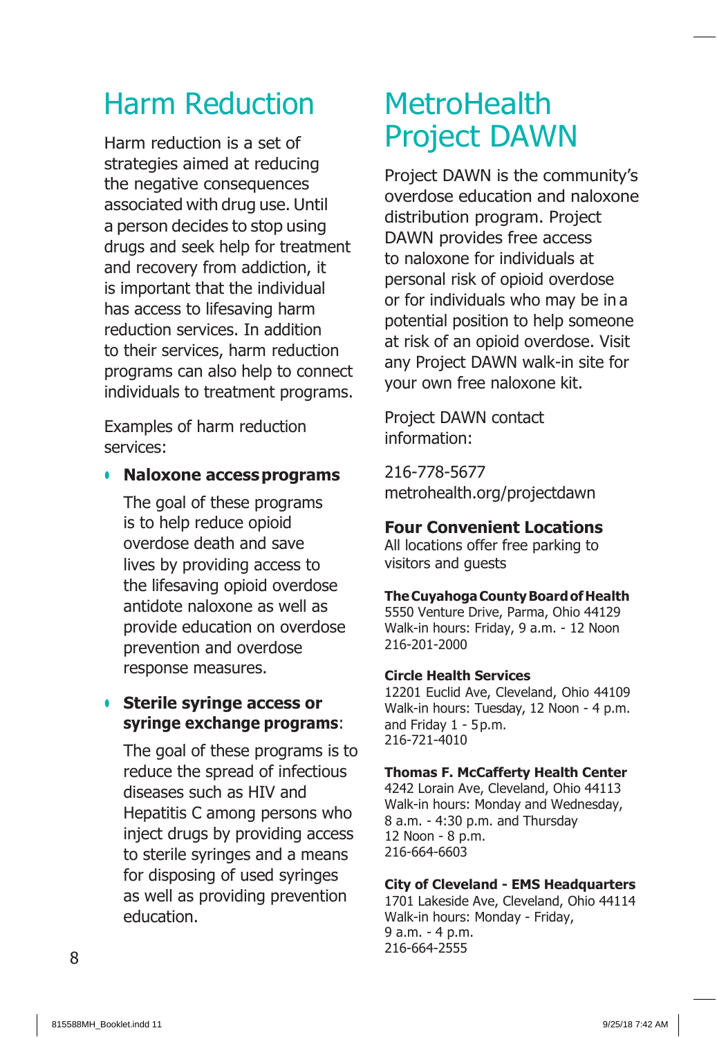# Harm Reduction

Harm reduction is a set of strategies aimed at reducing the negative consequences associated with drug use. Until a person decides to stop using drugs and seek help for treatment and recovery from addiction, it is important that the individual has access to lifesaving harm reduction services. In addition to their services, harm reduction programs can also help to connect individuals to treatment programs.

Examples of harm reduction services:

- **Naloxone access programs**

  The goal of these programs is to help reduce opioid overdose death and save lives by providing access to the lifesaving opioid overdose antidote naloxone as well as provide education on overdose prevention and overdose response measures.

- **Sterile syringe access or syringe exchange programs**:

  The goal of these programs is to reduce the spread of infectious diseases such as HIV and Hepatitis C among persons who inject drugs by providing access to sterile syringes and a means for disposing of used syringes as well as providing prevention education.

# MetroHealth Project DAWN

Project DAWN is the community's overdose education and naloxone distribution program. Project DAWN provides free access to naloxone for individuals at personal risk of opioid overdose or for individuals who may be in a potential position to help someone at risk of an opioid overdose. Visit any Project DAWN walk-in site for your own free naloxone kit.

Project DAWN contact information:

216-778-5677
metrohealth.org/projectdawn

## Four Convenient Locations

All locations offer free parking to visitors and guests

**The Cuyahoga County Board of Health**
5550 Venture Drive, Parma, Ohio 44129
Walk-in hours: Friday, 9 a.m. - 12 Noon
216-201-2000

**Circle Health Services**
12201 Euclid Ave, Cleveland, Ohio 44109
Walk-in hours: Tuesday, 12 Noon - 4 p.m. and Friday 1 - 5 p.m.
216-721-4010

**Thomas F. McCafferty Health Center**
4242 Lorain Ave, Cleveland, Ohio 44113
Walk-in hours: Monday and Wednesday, 8 a.m. - 4:30 p.m. and Thursday 12 Noon - 8 p.m.
216-664-6603

**City of Cleveland - EMS Headquarters**
1701 Lakeside Ave, Cleveland, Ohio 44114
Walk-in hours: Monday - Friday, 9 a.m. - 4 p.m.
216-664-2555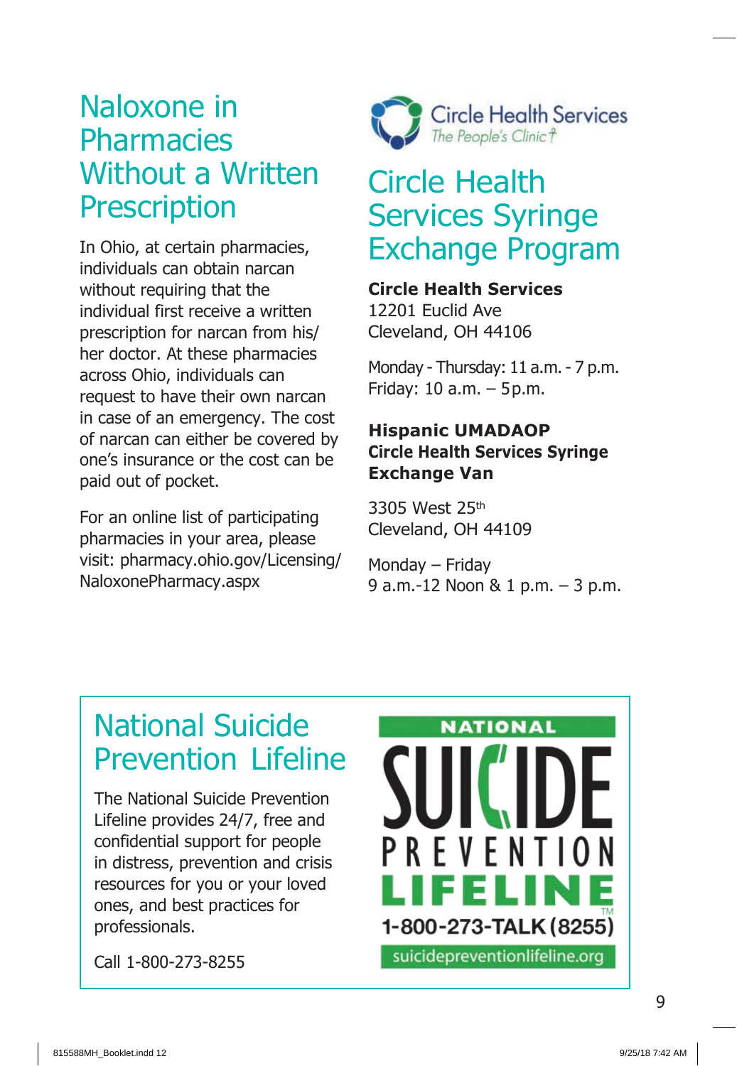## Naloxone in Pharmacies Without a Written Prescription

In Ohio, at certain pharmacies, individuals can obtain narcan without requiring that the individual first receive a written prescription for narcan from his/her doctor. At these pharmacies across Ohio, individuals can request to have their own narcan in case of an emergency. The cost of narcan can either be covered by one's insurance or the cost can be paid out of pocket.

For an online list of participating pharmacies in your area, please visit: pharmacy.ohio.gov/Licensing/NaloxonePharmacy.aspx

Circle Health Services
The People's Clinic

## Circle Health Services Syringe Exchange Program

**Circle Health Services**
12201 Euclid Ave
Cleveland, OH 44106

Monday - Thursday: 11 a.m. - 7 p.m.
Friday: 10 a.m. – 5p.m.

**Hispanic UMADAOP**
**Circle Health Services Syringe Exchange Van**

3305 West 25th
Cleveland, OH 44109

Monday – Friday
9 a.m.-12 Noon & 1 p.m. – 3 p.m.

## National Suicide Prevention Lifeline

The National Suicide Prevention Lifeline provides 24/7, free and confidential support for people in distress, prevention and crisis resources for you or your loved ones, and best practices for professionals.

Call 1-800-273-8255

NATIONAL SUICIDE PREVENTION LIFELINE™
1-800-273-TALK (8255)
suicidepreventionlifeline.org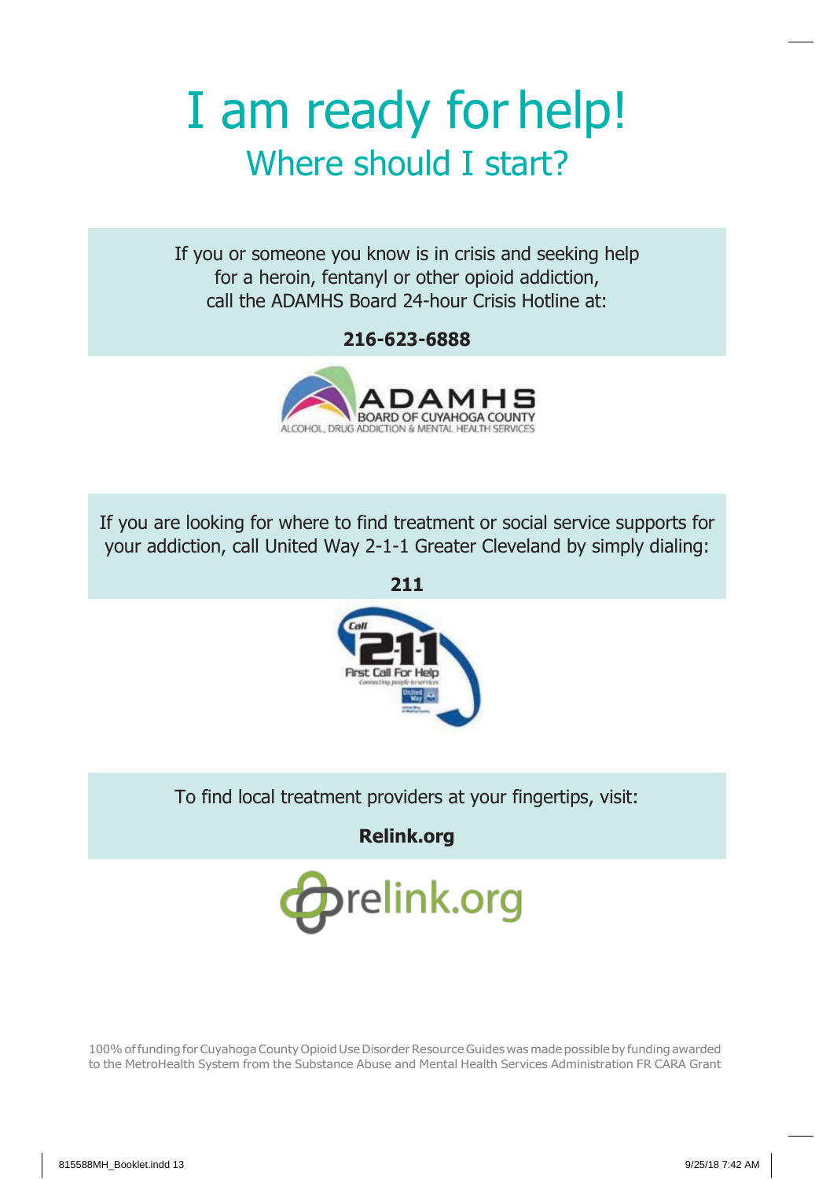# I am ready for help!

## Where should I start?

If you or someone you know is in crisis and seeking help for a heroin, fentanyl or other opioid addiction, call the ADAMHS Board 24-hour Crisis Hotline at:

**216-623-6888**

ADAMHS
BOARD OF CUYAHOGA COUNTY
ALCOHOL, DRUG ADDICTION & MENTAL HEALTH SERVICES

If you are looking for where to find treatment or social service supports for your addiction, call United Way 2-1-1 Greater Cleveland by simply dialing:

**211**

Call 2-1-1
First Call For Help

To find local treatment providers at your fingertips, visit:

**Relink.org**

relink.org

100% of funding for Cuyahoga County Opioid Use Disorder Resource Guides was made possible by funding awarded to the MetroHealth System from the Substance Abuse and Mental Health Services Administration FR CARA Grant